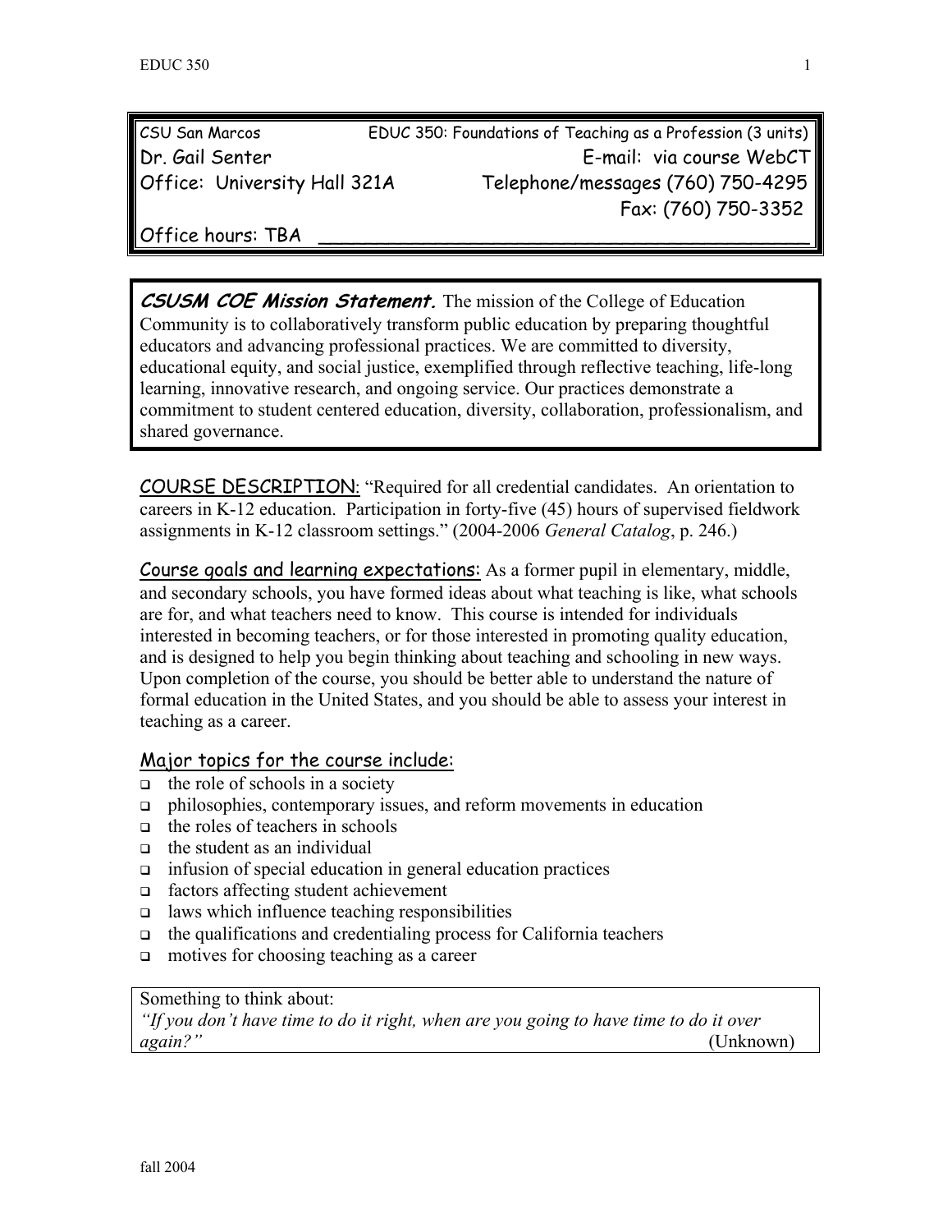| CSU San Marcos | EDUC 350: Foundations of Teaching as a Profession (3 units) |
| --- | --- |
| Dr. Gail Senter | E-mail: via course WebCT |
| Office: University Hall 321A | Telephone/messages (760) 750-4295 |
| | Fax: (760) 750-3352 |
| Office hours: TBA | |

***CSUSM COE Mission Statement.*** The mission of the College of Education Community is to collaboratively transform public education by preparing thoughtful educators and advancing professional practices. We are committed to diversity, educational equity, and social justice, exemplified through reflective teaching, life-long learning, innovative research, and ongoing service. Our practices demonstrate a commitment to student centered education, diversity, collaboration, professionalism, and shared governance.

## COURSE DESCRIPTION:

"Required for all credential candidates. An orientation to careers in K-12 education. Participation in forty-five (45) hours of supervised fieldwork assignments in K-12 classroom settings." (2004-2006 *General Catalog*, p. 246.)

## Course goals and learning expectations:

As a former pupil in elementary, middle, and secondary schools, you have formed ideas about what teaching is like, what schools are for, and what teachers need to know. This course is intended for individuals interested in becoming teachers, or for those interested in promoting quality education, and is designed to help you begin thinking about teaching and schooling in new ways. Upon completion of the course, you should be better able to understand the nature of formal education in the United States, and you should be able to assess your interest in teaching as a career.

## Major topics for the course include:

- the role of schools in a society
- philosophies, contemporary issues, and reform movements in education
- the roles of teachers in schools
- the student as an individual
- infusion of special education in general education practices
- factors affecting student achievement
- laws which influence teaching responsibilities
- the qualifications and credentialing process for California teachers
- motives for choosing teaching as a career

Something to think about:
*"If you don't have time to do it right, when are you going to have time to do it over again?"* (Unknown)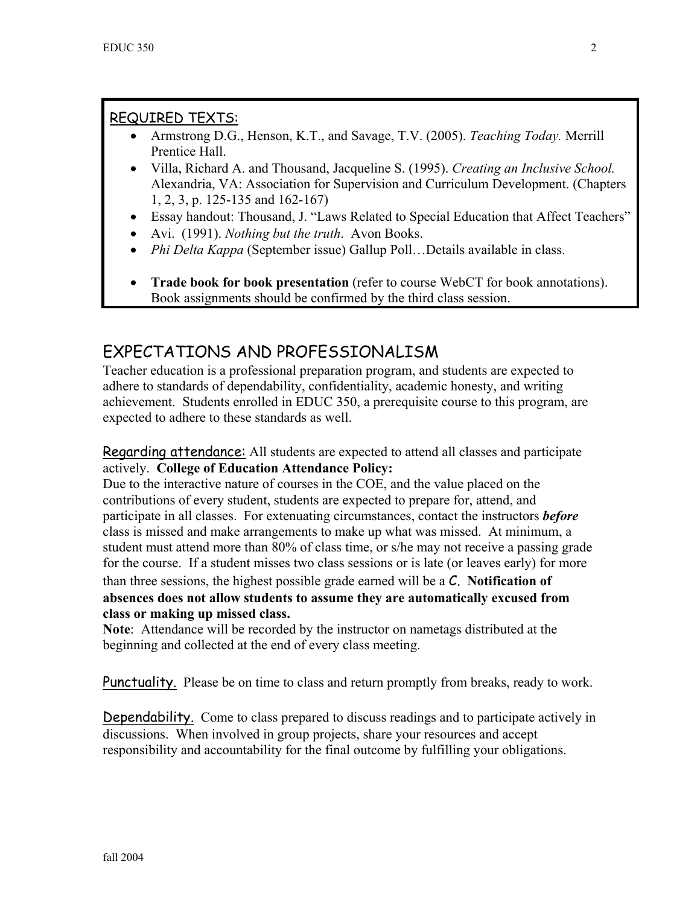## REQUIRED TEXTS:

- Armstrong D.G., Henson, K.T., and Savage, T.V. (2005). *Teaching Today.* Merrill Prentice Hall.
- Villa, Richard A. and Thousand, Jacqueline S. (1995). *Creating an Inclusive School.* Alexandria, VA: Association for Supervision and Curriculum Development. (Chapters 1, 2, 3, p. 125-135 and 162-167)
- Essay handout: Thousand, J. "Laws Related to Special Education that Affect Teachers"
- Avi. (1991). *Nothing but the truth*. Avon Books.
- *Phi Delta Kappa* (September issue) Gallup Poll…Details available in class.
- **Trade book for book presentation** (refer to course WebCT for book annotations). Book assignments should be confirmed by the third class session.

# EXPECTATIONS AND PROFESSIONALISM

Teacher education is a professional preparation program, and students are expected to adhere to standards of dependability, confidentiality, academic honesty, and writing achievement. Students enrolled in EDUC 350, a prerequisite course to this program, are expected to adhere to these standards as well.

Regarding attendance: All students are expected to attend all classes and participate actively. **College of Education Attendance Policy:**
Due to the interactive nature of courses in the COE, and the value placed on the contributions of every student, students are expected to prepare for, attend, and participate in all classes. For extenuating circumstances, contact the instructors ***before*** class is missed and make arrangements to make up what was missed. At minimum, a student must attend more than 80% of class time, or s/he may not receive a passing grade for the course. If a student misses two class sessions or is late (or leaves early) for more than three sessions, the highest possible grade earned will be a **C. Notification of absences does not allow students to assume they are automatically excused from class or making up missed class.**

**Note**: Attendance will be recorded by the instructor on nametags distributed at the beginning and collected at the end of every class meeting.

Punctuality. Please be on time to class and return promptly from breaks, ready to work.

Dependability. Come to class prepared to discuss readings and to participate actively in discussions. When involved in group projects, share your resources and accept responsibility and accountability for the final outcome by fulfilling your obligations.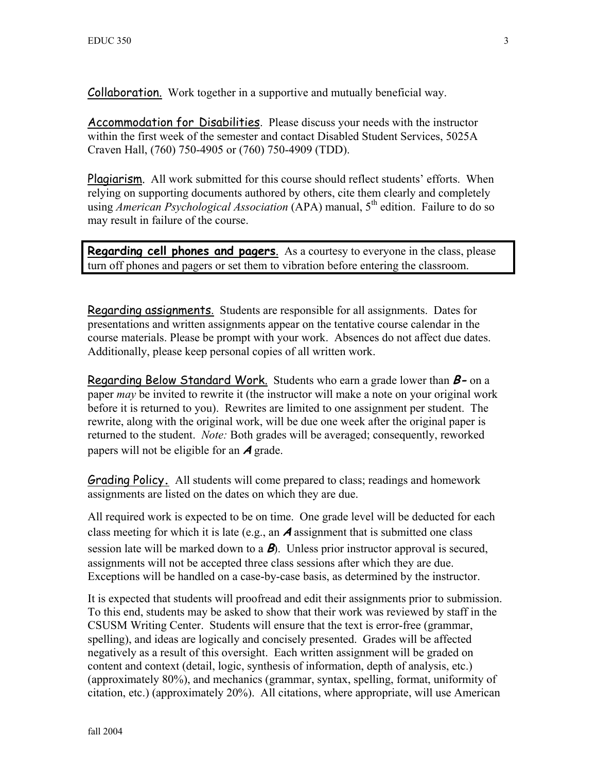**Collaboration.** Work together in a supportive and mutually beneficial way.

**Accommodation for Disabilities**. Please discuss your needs with the instructor within the first week of the semester and contact Disabled Student Services, 5025A Craven Hall, (760) 750-4905 or (760) 750-4909 (TDD).

**Plagiarism**. All work submitted for this course should reflect students' efforts. When relying on supporting documents authored by others, cite them clearly and completely using *American Psychological Association* (APA) manual, 5th edition. Failure to do so may result in failure of the course.

**Regarding cell phones and pagers**. As a courtesy to everyone in the class, please turn off phones and pagers or set them to vibration before entering the classroom.

**Regarding assignments**. Students are responsible for all assignments. Dates for presentations and written assignments appear on the tentative course calendar in the course materials. Please be prompt with your work. Absences do not affect due dates. Additionally, please keep personal copies of all written work.

**Regarding Below Standard Work.** Students who earn a grade lower than ***B-*** on a paper *may* be invited to rewrite it (the instructor will make a note on your original work before it is returned to you). Rewrites are limited to one assignment per student. The rewrite, along with the original work, will be due one week after the original paper is returned to the student. *Note:* Both grades will be averaged; consequently, reworked papers will not be eligible for an ***A*** grade.

**Grading Policy.** All students will come prepared to class; readings and homework assignments are listed on the dates on which they are due.

All required work is expected to be on time. One grade level will be deducted for each class meeting for which it is late (e.g., an ***A*** assignment that is submitted one class session late will be marked down to a ***B***). Unless prior instructor approval is secured, assignments will not be accepted three class sessions after which they are due. Exceptions will be handled on a case-by-case basis, as determined by the instructor.

It is expected that students will proofread and edit their assignments prior to submission. To this end, students may be asked to show that their work was reviewed by staff in the CSUSM Writing Center. Students will ensure that the text is error-free (grammar, spelling), and ideas are logically and concisely presented. Grades will be affected negatively as a result of this oversight. Each written assignment will be graded on content and context (detail, logic, synthesis of information, depth of analysis, etc.) (approximately 80%), and mechanics (grammar, syntax, spelling, format, uniformity of citation, etc.) (approximately 20%). All citations, where appropriate, will use American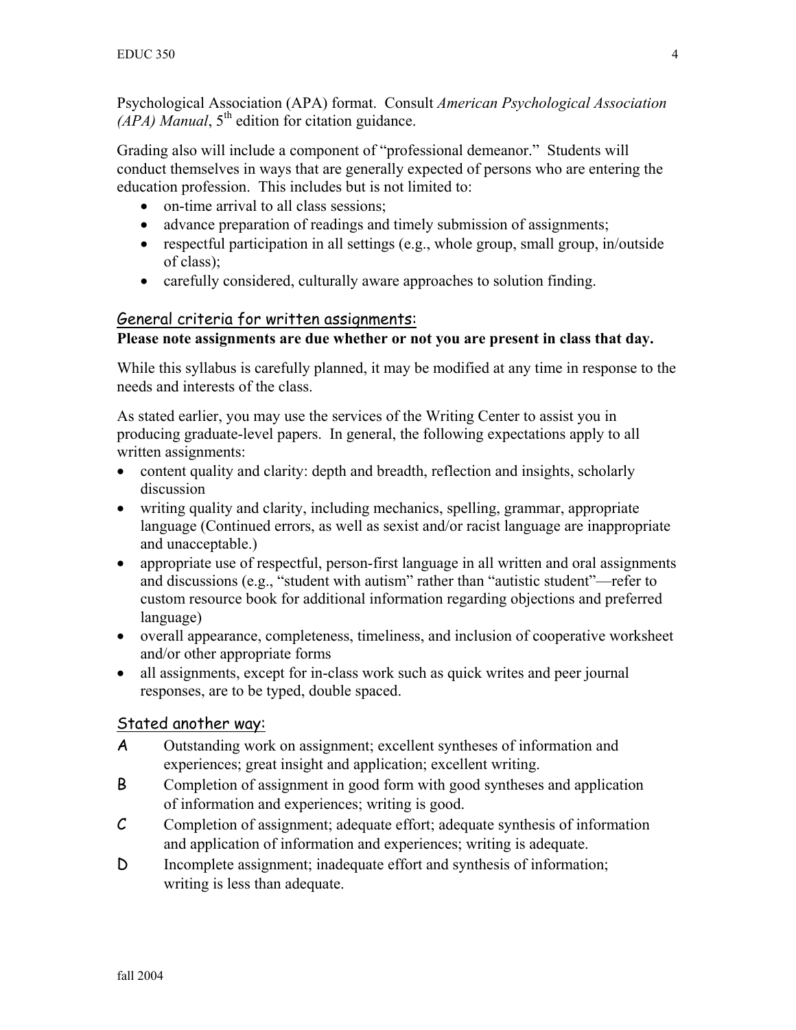Psychological Association (APA) format. Consult *American Psychological Association (APA) Manual*, 5th edition for citation guidance.

Grading also will include a component of "professional demeanor." Students will conduct themselves in ways that are generally expected of persons who are entering the education profession. This includes but is not limited to:

- on-time arrival to all class sessions;
- advance preparation of readings and timely submission of assignments;
- respectful participation in all settings (e.g., whole group, small group, in/outside of class);
- carefully considered, culturally aware approaches to solution finding.

## General criteria for written assignments:

**Please note assignments are due whether or not you are present in class that day.**

While this syllabus is carefully planned, it may be modified at any time in response to the needs and interests of the class.

As stated earlier, you may use the services of the Writing Center to assist you in producing graduate-level papers. In general, the following expectations apply to all written assignments:

- content quality and clarity: depth and breadth, reflection and insights, scholarly discussion
- writing quality and clarity, including mechanics, spelling, grammar, appropriate language (Continued errors, as well as sexist and/or racist language are inappropriate and unacceptable.)
- appropriate use of respectful, person-first language in all written and oral assignments and discussions (e.g., "student with autism" rather than "autistic student"—refer to custom resource book for additional information regarding objections and preferred language)
- overall appearance, completeness, timeliness, and inclusion of cooperative worksheet and/or other appropriate forms
- all assignments, except for in-class work such as quick writes and peer journal responses, are to be typed, double spaced.

## Stated another way:

**A** Outstanding work on assignment; excellent syntheses of information and experiences; great insight and application; excellent writing.

**B** Completion of assignment in good form with good syntheses and application of information and experiences; writing is good.

**C** Completion of assignment; adequate effort; adequate synthesis of information and application of information and experiences; writing is adequate.

**D** Incomplete assignment; inadequate effort and synthesis of information; writing is less than adequate.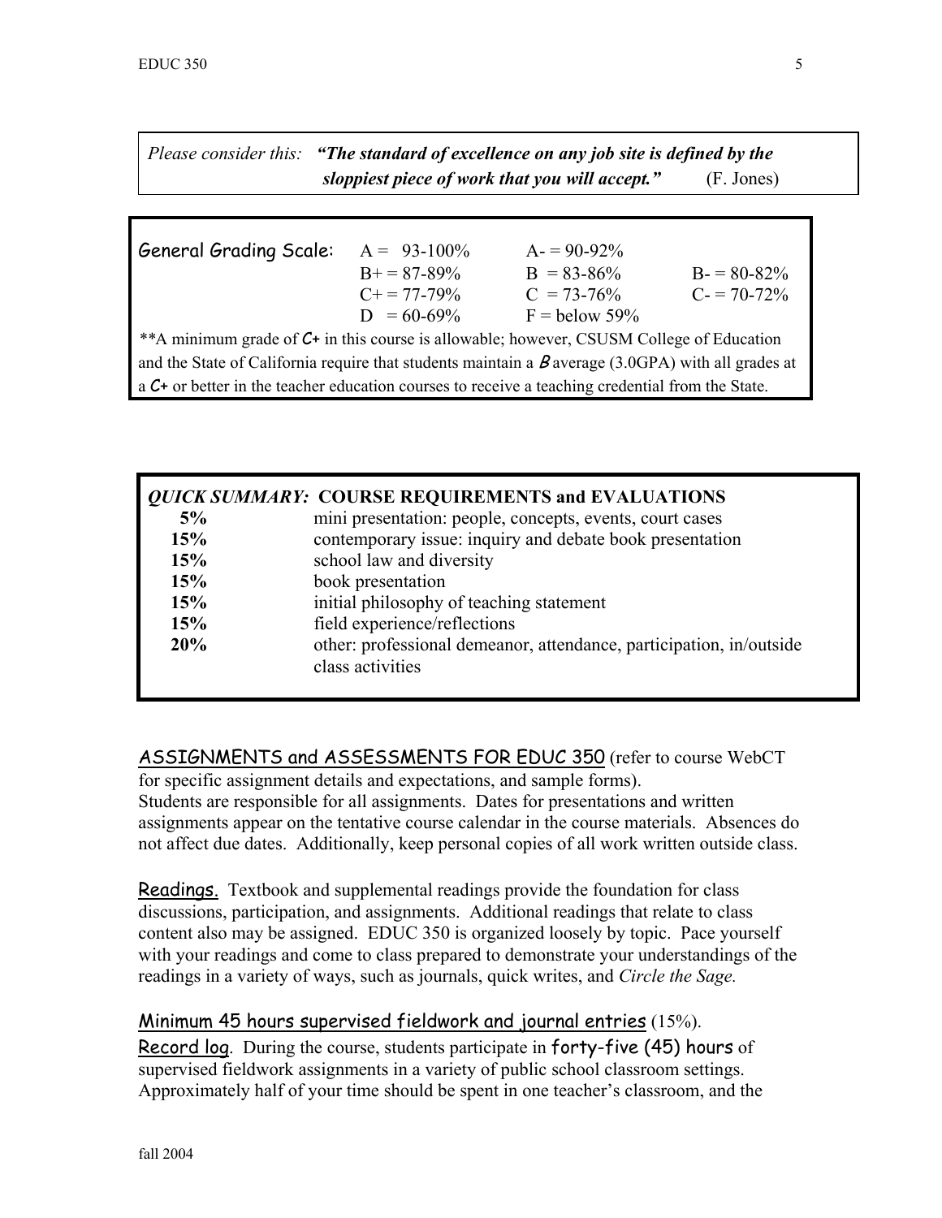*Please consider this:* ***"The standard of excellence on any job site is defined by the sloppiest piece of work that you will accept."*** (F. Jones)

General Grading Scale:

| | | |
|---|---|---|
| A = 93-100% | A- = 90-92% | |
| B+ = 87-89% | B = 83-86% | B- = 80-82% |
| C+ = 77-79% | C = 73-76% | C- = 70-72% |
| D = 60-69% | F = below 59% | |

**A minimum grade of *C+* in this course is allowable; however, CSUSM College of Education and the State of California require that students maintain a *B* average (3.0GPA) with all grades at a *C+* or better in the teacher education courses to receive a teaching credential from the State.

***QUICK SUMMARY:*** **COURSE REQUIREMENTS and EVALUATIONS**

| | |
|---|---|
| **5%** | mini presentation: people, concepts, events, court cases |
| **15%** | contemporary issue: inquiry and debate book presentation |
| **15%** | school law and diversity |
| **15%** | book presentation |
| **15%** | initial philosophy of teaching statement |
| **15%** | field experience/reflections |
| **20%** | other: professional demeanor, attendance, participation, in/outside class activities |

## ASSIGNMENTS and ASSESSMENTS FOR EDUC 350

(refer to course WebCT for specific assignment details and expectations, and sample forms). Students are responsible for all assignments. Dates for presentations and written assignments appear on the tentative course calendar in the course materials. Absences do not affect due dates. Additionally, keep personal copies of all work written outside class.

**Readings.** Textbook and supplemental readings provide the foundation for class discussions, participation, and assignments. Additional readings that relate to class content also may be assigned. EDUC 350 is organized loosely by topic. Pace yourself with your readings and come to class prepared to demonstrate your understandings of the readings in a variety of ways, such as journals, quick writes, and *Circle the Sage.*

### Minimum 45 hours supervised fieldwork and journal entries (15%).

**Record log**. During the course, students participate in forty-five (45) hours of supervised fieldwork assignments in a variety of public school classroom settings. Approximately half of your time should be spent in one teacher's classroom, and the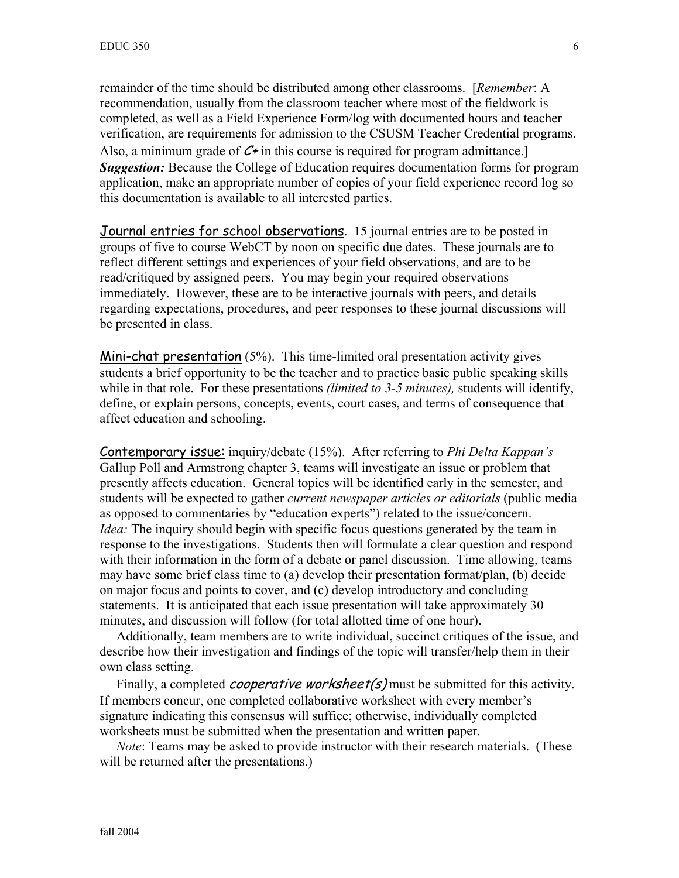remainder of the time should be distributed among other classrooms. [*Remember*: A recommendation, usually from the classroom teacher where most of the fieldwork is completed, as well as a Field Experience Form/log with documented hours and teacher verification, are requirements for admission to the CSUSM Teacher Credential programs. Also, a minimum grade of ***C+*** in this course is required for program admittance.]
***Suggestion:*** Because the College of Education requires documentation forms for program application, make an appropriate number of copies of your field experience record log so this documentation is available to all interested parties.

Journal entries for school observations. 15 journal entries are to be posted in groups of five to course WebCT by noon on specific due dates. These journals are to reflect different settings and experiences of your field observations, and are to be read/critiqued by assigned peers. You may begin your required observations immediately. However, these are to be interactive journals with peers, and details regarding expectations, procedures, and peer responses to these journal discussions will be presented in class.

Mini-chat presentation (5%). This time-limited oral presentation activity gives students a brief opportunity to be the teacher and to practice basic public speaking skills while in that role. For these presentations *(limited to 3-5 minutes),* students will identify, define, or explain persons, concepts, events, court cases, and terms of consequence that affect education and schooling.

Contemporary issue: inquiry/debate (15%). After referring to *Phi Delta Kappan's* Gallup Poll and Armstrong chapter 3, teams will investigate an issue or problem that presently affects education. General topics will be identified early in the semester, and students will be expected to gather *current newspaper articles or editorials* (public media as opposed to commentaries by "education experts") related to the issue/concern. *Idea:* The inquiry should begin with specific focus questions generated by the team in response to the investigations. Students then will formulate a clear question and respond with their information in the form of a debate or panel discussion. Time allowing, teams may have some brief class time to (a) develop their presentation format/plan, (b) decide on major focus and points to cover, and (c) develop introductory and concluding statements. It is anticipated that each issue presentation will take approximately 30 minutes, and discussion will follow (for total allotted time of one hour).

Additionally, team members are to write individual, succinct critiques of the issue, and describe how their investigation and findings of the topic will transfer/help them in their own class setting.

Finally, a completed ***cooperative worksheet(s)*** must be submitted for this activity. If members concur, one completed collaborative worksheet with every member's signature indicating this consensus will suffice; otherwise, individually completed worksheets must be submitted when the presentation and written paper.

*Note*: Teams may be asked to provide instructor with their research materials. (These will be returned after the presentations.)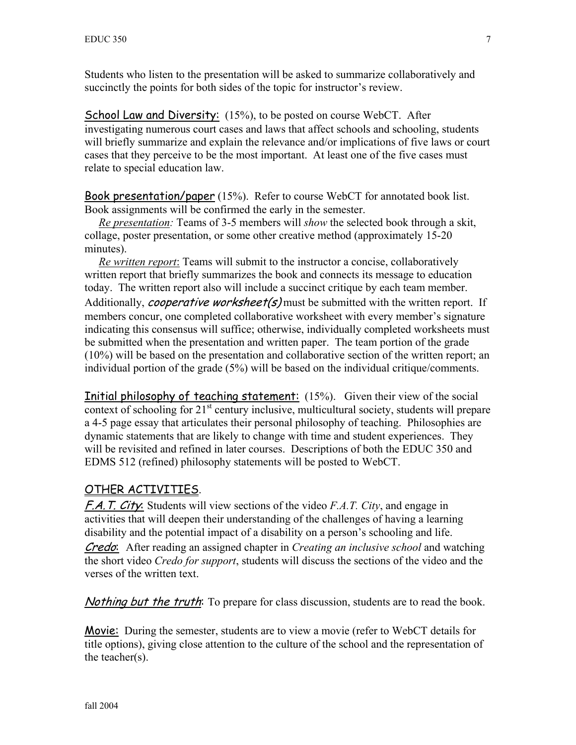Students who listen to the presentation will be asked to summarize collaboratively and succinctly the points for both sides of the topic for instructor's review.

<u>School Law and Diversity:</u> (15%), to be posted on course WebCT. After investigating numerous court cases and laws that affect schools and schooling, students will briefly summarize and explain the relevance and/or implications of five laws or court cases that they perceive to be the most important. At least one of the five cases must relate to special education law.

<u>Book presentation/paper</u> (15%). Refer to course WebCT for annotated book list. Book assignments will be confirmed the early in the semester.

*<u>Re presentation</u>:* Teams of 3-5 members will *show* the selected book through a skit, collage, poster presentation, or some other creative method (approximately 15-20 minutes).

*<u>Re written report</u>*: Teams will submit to the instructor a concise, collaboratively written report that briefly summarizes the book and connects its message to education today. The written report also will include a succinct critique by each team member. Additionally, ***cooperative worksheet(s)*** must be submitted with the written report. If members concur, one completed collaborative worksheet with every member's signature indicating this consensus will suffice; otherwise, individually completed worksheets must be submitted when the presentation and written paper. The team portion of the grade (10%) will be based on the presentation and collaborative section of the written report; an individual portion of the grade (5%) will be based on the individual critique/comments.

<u>Initial philosophy of teaching statement:</u> (15%). Given their view of the social context of schooling for 21st century inclusive, multicultural society, students will prepare a 4-5 page essay that articulates their personal philosophy of teaching. Philosophies are dynamic statements that are likely to change with time and student experiences. They will be revisited and refined in later courses. Descriptions of both the EDUC 350 and EDMS 512 (refined) philosophy statements will be posted to WebCT.

## <u>OTHER ACTIVITIES</u>.

*<u>F.A.T. City</u>*: Students will view sections of the video *F.A.T. City*, and engage in activities that will deepen their understanding of the challenges of having a learning disability and the potential impact of a disability on a person's schooling and life.

*<u>Credo</u>*: After reading an assigned chapter in *Creating an inclusive school* and watching the short video *Credo for support*, students will discuss the sections of the video and the verses of the written text.

*<u>Nothing but the truth</u>*: To prepare for class discussion, students are to read the book.

<u>Movie:</u> During the semester, students are to view a movie (refer to WebCT details for title options), giving close attention to the culture of the school and the representation of the teacher(s).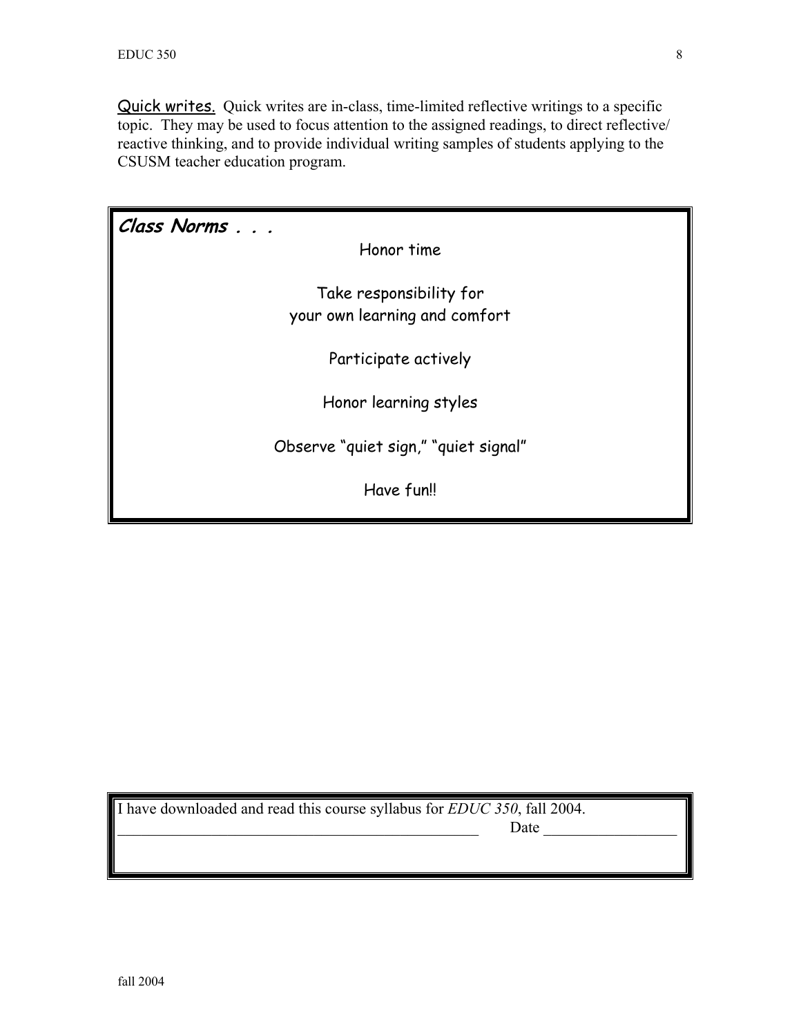<u>Quick writes.</u> Quick writes are in-class, time-limited reflective writings to a specific topic. They may be used to focus attention to the assigned readings, to direct reflective/ reactive thinking, and to provide individual writing samples of students applying to the CSUSM teacher education program.

***Class Norms . . .***

Honor time

Take responsibility for
your own learning and comfort

Participate actively

Honor learning styles

Observe "quiet sign," "quiet signal"

Have fun!!

I have downloaded and read this course syllabus for *EDUC 350*, fall 2004.

_________________________________________________ Date _________________